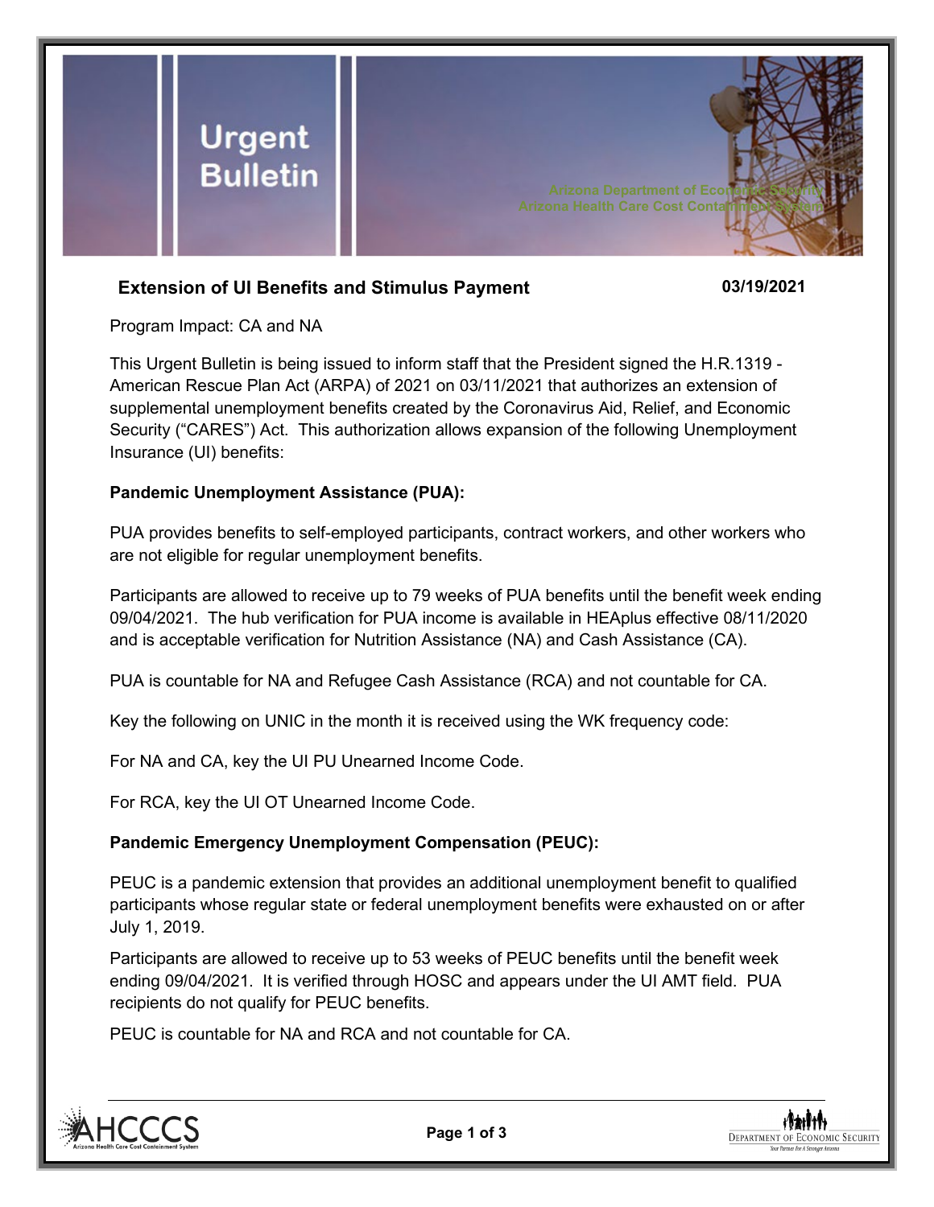# Urgent Bulletin

Arizona Department of Economic Security
Arizona Health Care Cost Containment System

## Extension of UI Benefits and Stimulus Payment

**03/19/2021**

Program Impact: CA and NA

This Urgent Bulletin is being issued to inform staff that the President signed the H.R.1319 - American Rescue Plan Act (ARPA) of 2021 on 03/11/2021 that authorizes an extension of supplemental unemployment benefits created by the Coronavirus Aid, Relief, and Economic Security ("CARES") Act. This authorization allows expansion of the following Unemployment Insurance (UI) benefits:

**Pandemic Unemployment Assistance (PUA):**

PUA provides benefits to self-employed participants, contract workers, and other workers who are not eligible for regular unemployment benefits.

Participants are allowed to receive up to 79 weeks of PUA benefits until the benefit week ending 09/04/2021. The hub verification for PUA income is available in HEAplus effective 08/11/2020 and is acceptable verification for Nutrition Assistance (NA) and Cash Assistance (CA).

PUA is countable for NA and Refugee Cash Assistance (RCA) and not countable for CA.

Key the following on UNIC in the month it is received using the WK frequency code:

For NA and CA, key the UI PU Unearned Income Code.

For RCA, key the UI OT Unearned Income Code.

**Pandemic Emergency Unemployment Compensation (PEUC):**

PEUC is a pandemic extension that provides an additional unemployment benefit to qualified participants whose regular state or federal unemployment benefits were exhausted on or after July 1, 2019.

Participants are allowed to receive up to 53 weeks of PEUC benefits until the benefit week ending 09/04/2021. It is verified through HOSC and appears under the UI AMT field. PUA recipients do not qualify for PEUC benefits.

PEUC is countable for NA and RCA and not countable for CA.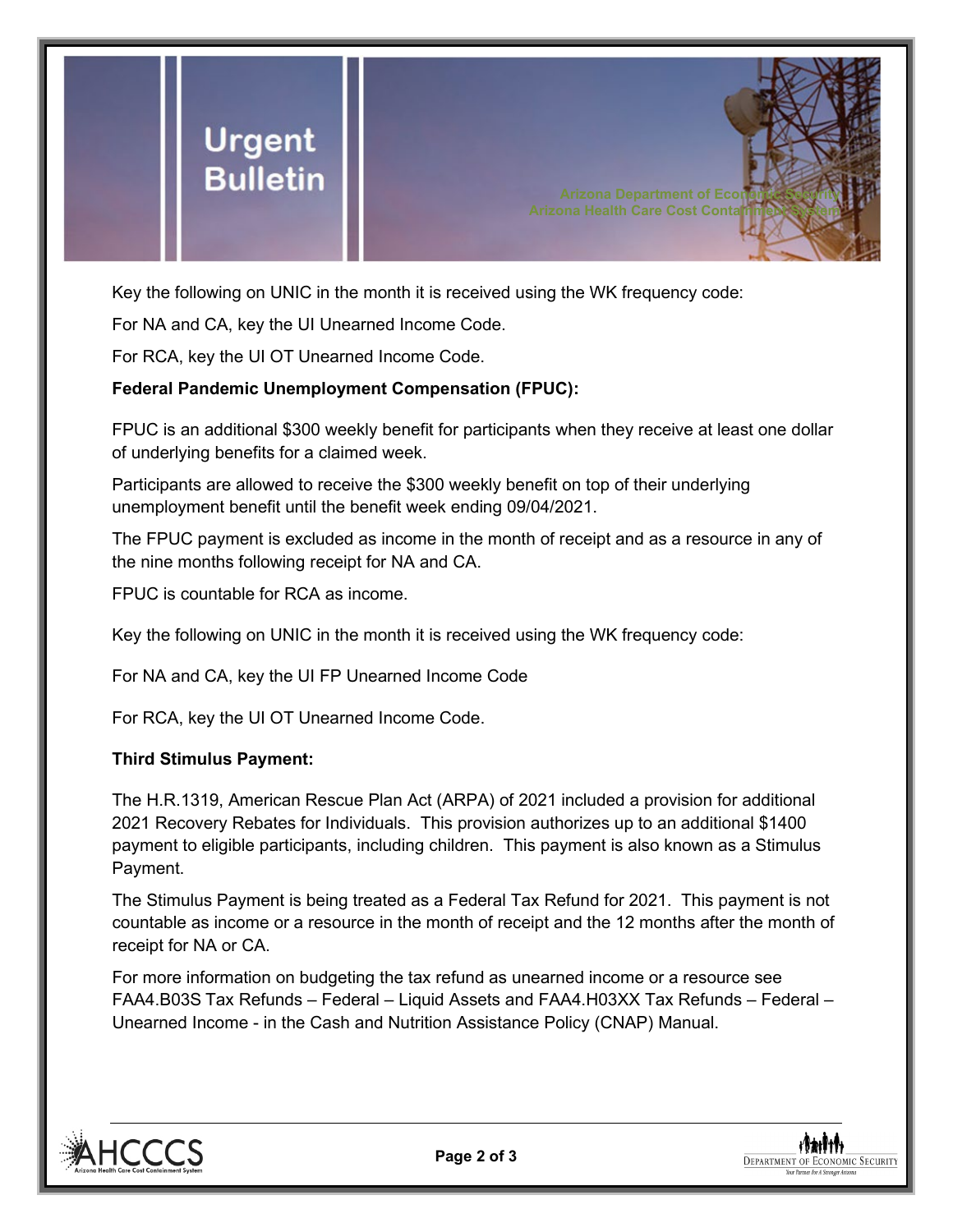Key the following on UNIC in the month it is received using the WK frequency code:

For NA and CA, key the UI Unearned Income Code.

For RCA, key the UI OT Unearned Income Code.

**Federal Pandemic Unemployment Compensation (FPUC):**

FPUC is an additional $300 weekly benefit for participants when they receive at least one dollar of underlying benefits for a claimed week.

Participants are allowed to receive the $300 weekly benefit on top of their underlying unemployment benefit until the benefit week ending 09/04/2021.

The FPUC payment is excluded as income in the month of receipt and as a resource in any of the nine months following receipt for NA and CA.

FPUC is countable for RCA as income.

Key the following on UNIC in the month it is received using the WK frequency code:

For NA and CA, key the UI FP Unearned Income Code

For RCA, key the UI OT Unearned Income Code.

**Third Stimulus Payment:**

The H.R.1319, American Rescue Plan Act (ARPA) of 2021 included a provision for additional 2021 Recovery Rebates for Individuals. This provision authorizes up to an additional $1400 payment to eligible participants, including children. This payment is also known as a Stimulus Payment.

The Stimulus Payment is being treated as a Federal Tax Refund for 2021. This payment is not countable as income or a resource in the month of receipt and the 12 months after the month of receipt for NA or CA.

For more information on budgeting the tax refund as unearned income or a resource see FAA4.B03S Tax Refunds – Federal – Liquid Assets and FAA4.H03XX Tax Refunds – Federal – Unearned Income - in the Cash and Nutrition Assistance Policy (CNAP) Manual.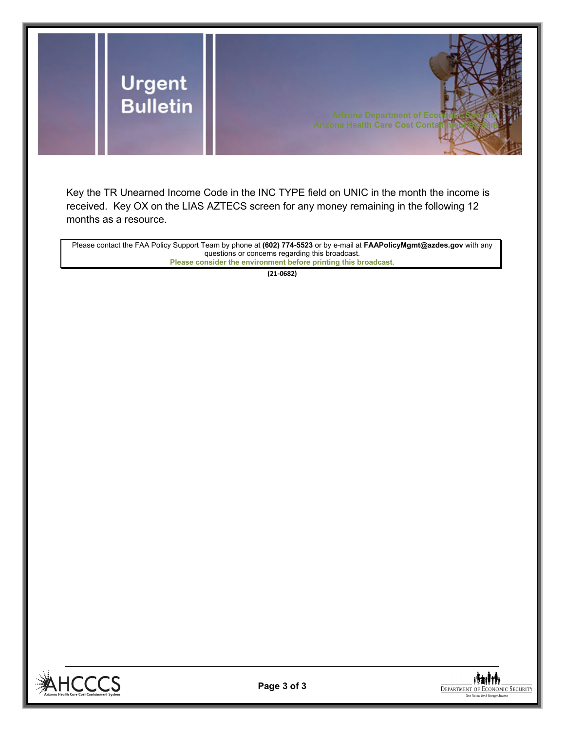Key the TR Unearned Income Code in the INC TYPE field on UNIC in the month the income is received. Key OX on the LIAS AZTECS screen for any money remaining in the following 12 months as a resource.

Please contact the FAA Policy Support Team by phone at **(602) 774-5523** or by e-mail at **FAAPolicyMgmt@azdes.gov** with any questions or concerns regarding this broadcast.
**Please consider the environment before printing this broadcast.**

**(21-0682)**